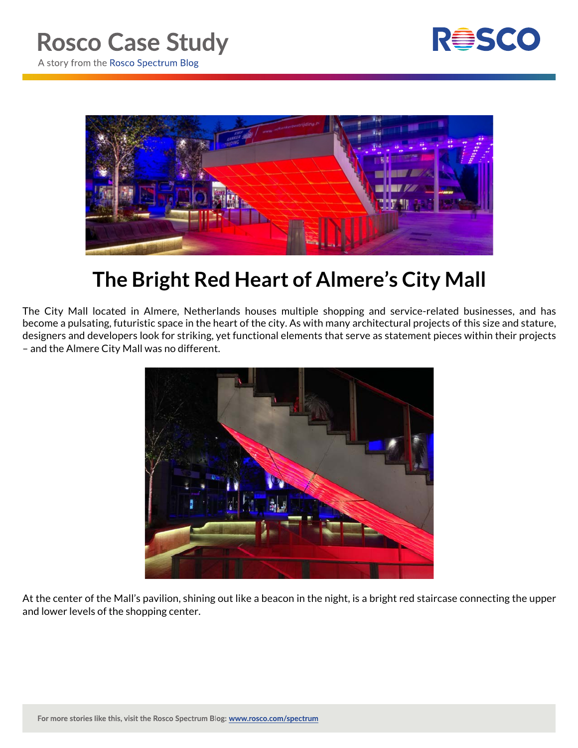# Rosco Case Study

A story from the Rosco Spectrum Blog

## The Bright Red Heart of Almere's City Mall

The City Mall located in Almere, Netherlands houses multiple shopping and service-related businesses, and has become a pulsating, futuristic space in the heart of the city. As with many architectural projects of this size and stature, designers and developers look for striking, yet functional elements that serve as statement pieces within their projects – and the Almere City Mall was no different.

At the center of the Mall's pavilion, shining out like a beacon in the night, is a bright red staircase connecting the upper and lower levels of the shopping center.

**For more stories like this, visit the Rosco Spectrum Blog: [www.rosco.com/spectrum](www.rosco.com/spectrum)**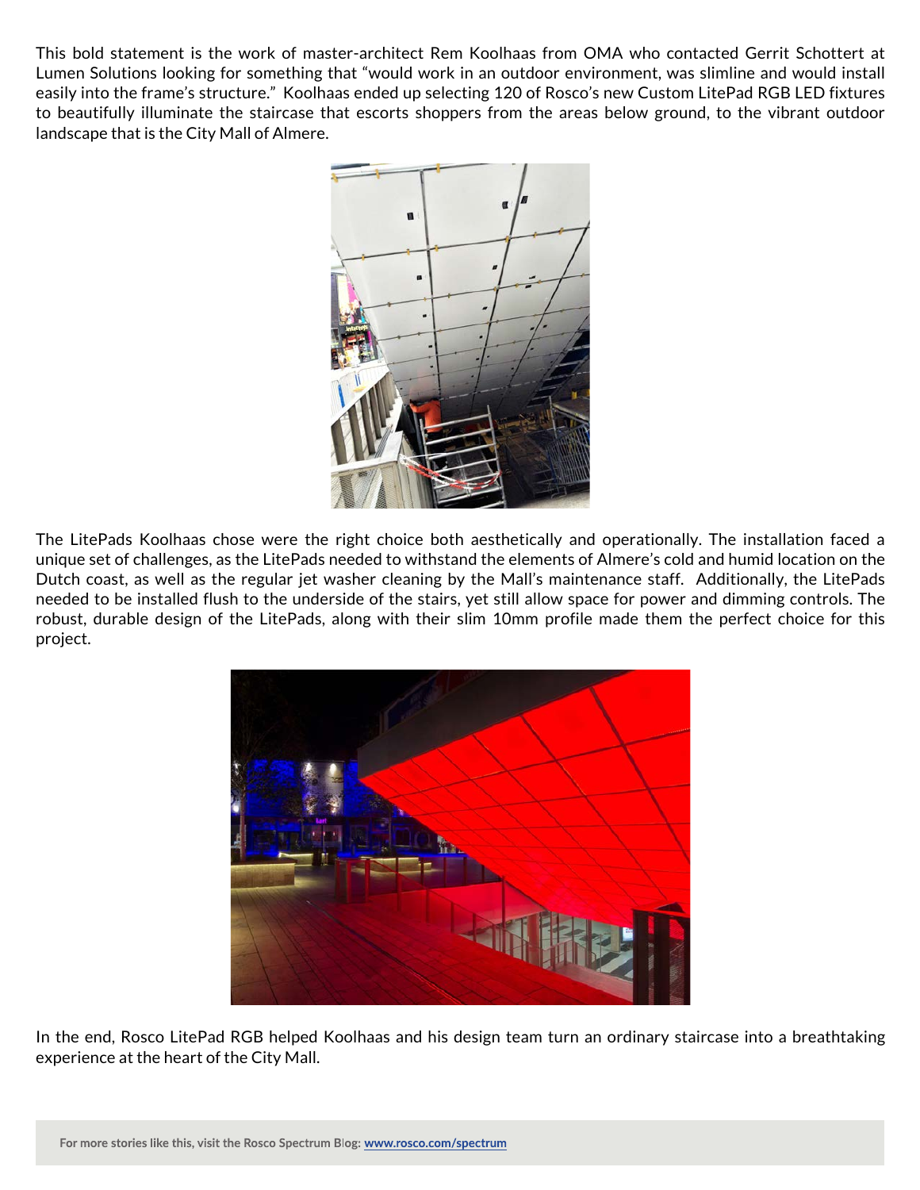This bold statement is the work of master-architect Rem Koolhaas from OMA who contacted Gerrit Schottert at Lumen Solutions looking for something that "would work in an outdoor environment, was slimline and would install easily into the frame's structure." Koolhaas ended up selecting 120 of Rosco's new Custom LitePad RGB LED fixtures to beautifully illuminate the staircase that escorts shoppers from the areas below ground, to the vibrant outdoor landscape that is the City Mall of Almere.

The LitePads Koolhaas chose were the right choice both aesthetically and operationally. The installation faced a unique set of challenges, as the LitePads needed to withstand the elements of Almere's cold and humid location on the Dutch coast, as well as the regular jet washer cleaning by the Mall's maintenance staff. Additionally, the LitePads needed to be installed flush to the underside of the stairs, yet still allow space for power and dimming controls. The robust, durable design of the LitePads, along with their slim 10mm profile made them the perfect choice for this project.

In the end, Rosco LitePad RGB helped Koolhaas and his design team turn an ordinary staircase into a breathtaking experience at the heart of the City Mall.

**For more stories like this, visit the Rosco Spectrum Blog: [www.rosco.com/spectrum](www.rosco.com/spectrum)**